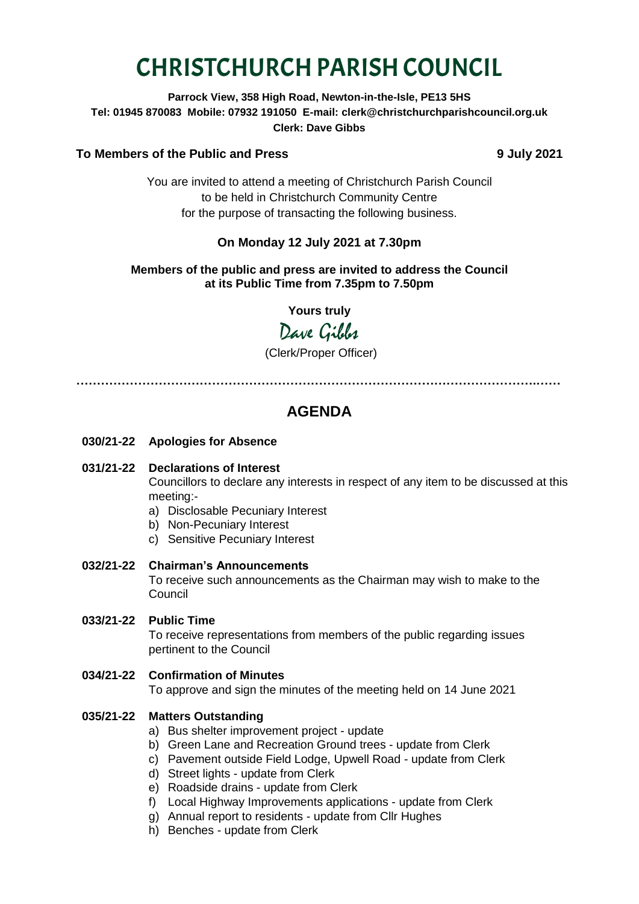# CHRISTCHURCH PARISH COUNCIL

**Parrock View, 358 High Road, Newton-in-the-Isle, PE13 5HS**
**Tel: 01945 870083 Mobile: 07932 191050 E-mail: clerk@christchurchparishcouncil.org.uk**
**Clerk: Dave Gibbs**

**To Members of the Public and Press** **9 July 2021**

You are invited to attend a meeting of Christchurch Parish Council to be held in Christchurch Community Centre for the purpose of transacting the following business.

**On Monday 12 July 2021 at 7.30pm**

**Members of the public and press are invited to address the Council at its Public Time from 7.35pm to 7.50pm**

**Yours truly**

Dave Gibbs

(Clerk/Proper Officer)

---

## AGENDA

**030/21-22 Apologies for Absence**

**031/21-22 Declarations of Interest**

Councillors to declare any interests in respect of any item to be discussed at this meeting:-

a) Disclosable Pecuniary Interest
b) Non-Pecuniary Interest
c) Sensitive Pecuniary Interest

**032/21-22 Chairman's Announcements**

To receive such announcements as the Chairman may wish to make to the Council

**033/21-22 Public Time**

To receive representations from members of the public regarding issues pertinent to the Council

**034/21-22 Confirmation of Minutes**

To approve and sign the minutes of the meeting held on 14 June 2021

**035/21-22 Matters Outstanding**

a) Bus shelter improvement project - update
b) Green Lane and Recreation Ground trees - update from Clerk
c) Pavement outside Field Lodge, Upwell Road - update from Clerk
d) Street lights - update from Clerk
e) Roadside drains - update from Clerk
f) Local Highway Improvements applications - update from Clerk
g) Annual report to residents - update from Cllr Hughes
h) Benches - update from Clerk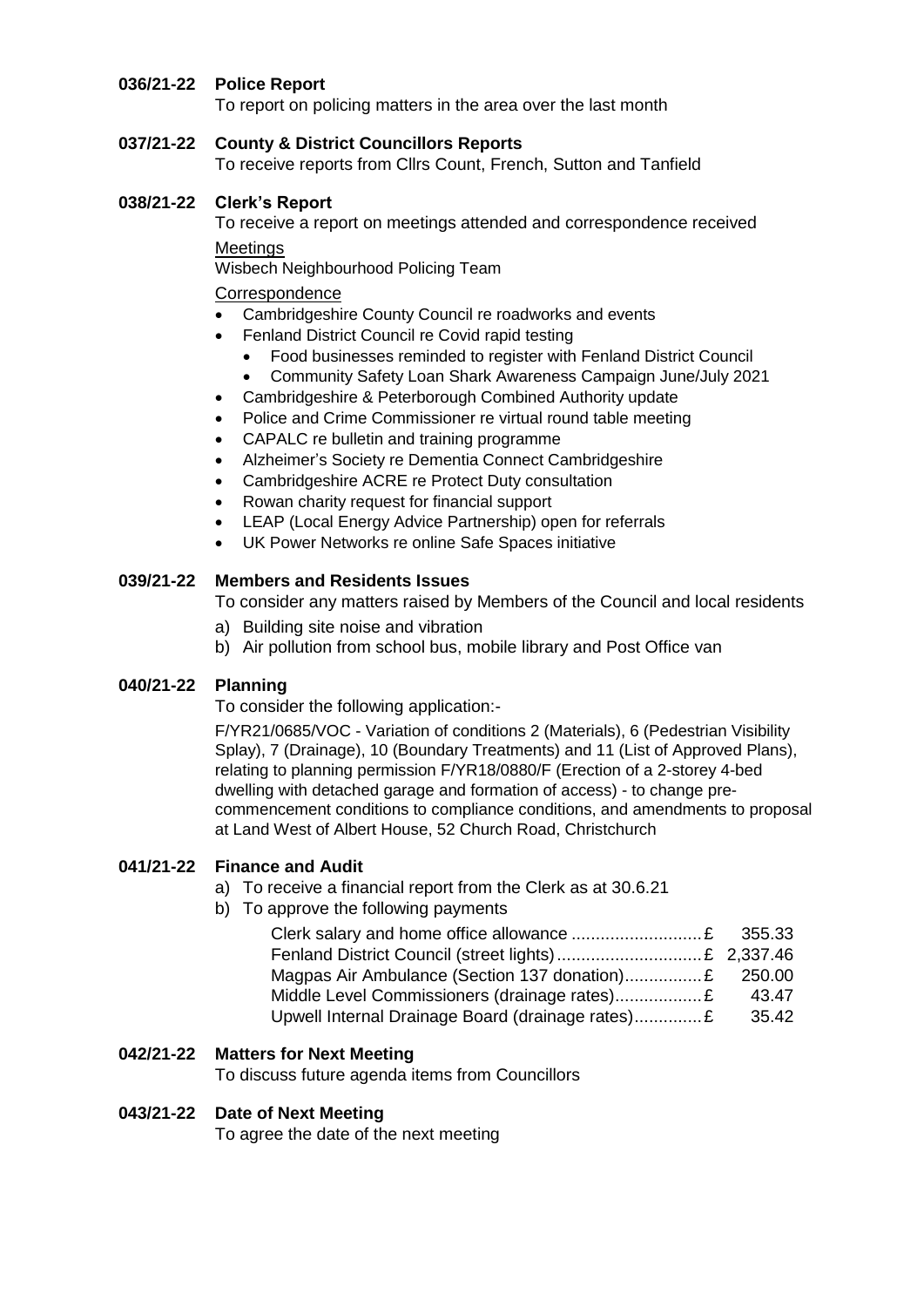**036/21-22 Police Report**

To report on policing matters in the area over the last month

**037/21-22 County & District Councillors Reports**

To receive reports from Cllrs Count, French, Sutton and Tanfield

**038/21-22 Clerk's Report**

To receive a report on meetings attended and correspondence received

Meetings

Wisbech Neighbourhood Policing Team

Correspondence

- Cambridgeshire County Council re roadworks and events
- Fenland District Council re Covid rapid testing
  - Food businesses reminded to register with Fenland District Council
  - Community Safety Loan Shark Awareness Campaign June/July 2021
- Cambridgeshire & Peterborough Combined Authority update
- Police and Crime Commissioner re virtual round table meeting
- CAPALC re bulletin and training programme
- Alzheimer's Society re Dementia Connect Cambridgeshire
- Cambridgeshire ACRE re Protect Duty consultation
- Rowan charity request for financial support
- LEAP (Local Energy Advice Partnership) open for referrals
- UK Power Networks re online Safe Spaces initiative

**039/21-22 Members and Residents Issues**

To consider any matters raised by Members of the Council and local residents

a) Building site noise and vibration
b) Air pollution from school bus, mobile library and Post Office van

**040/21-22 Planning**

To consider the following application:-

F/YR21/0685/VOC - Variation of conditions 2 (Materials), 6 (Pedestrian Visibility Splay), 7 (Drainage), 10 (Boundary Treatments) and 11 (List of Approved Plans), relating to planning permission F/YR18/0880/F (Erection of a 2-storey 4-bed dwelling with detached garage and formation of access) - to change pre-commencement conditions to compliance conditions, and amendments to proposal at Land West of Albert House, 52 Church Road, Christchurch

**041/21-22 Finance and Audit**

a) To receive a financial report from the Clerk as at 30.6.21
b) To approve the following payments

| | |
|---|---|
| Clerk salary and home office allowance | £ 355.33 |
| Fenland District Council (street lights) | £ 2,337.46 |
| Magpas Air Ambulance (Section 137 donation) | £ 250.00 |
| Middle Level Commissioners (drainage rates) | £ 43.47 |
| Upwell Internal Drainage Board (drainage rates) | £ 35.42 |

**042/21-22 Matters for Next Meeting**

To discuss future agenda items from Councillors

**043/21-22 Date of Next Meeting**

To agree the date of the next meeting